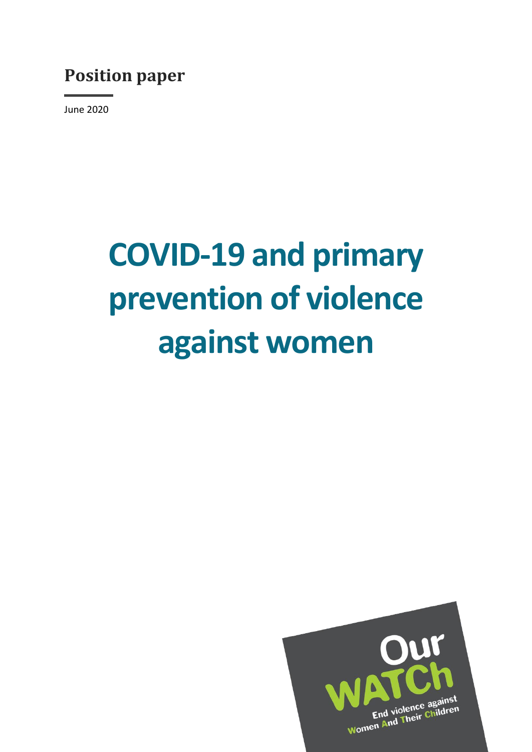**Position paper**

June 2020

# COVID-19 and primary prevention of violence against women

Our WATCh

End violence against Women And Their Children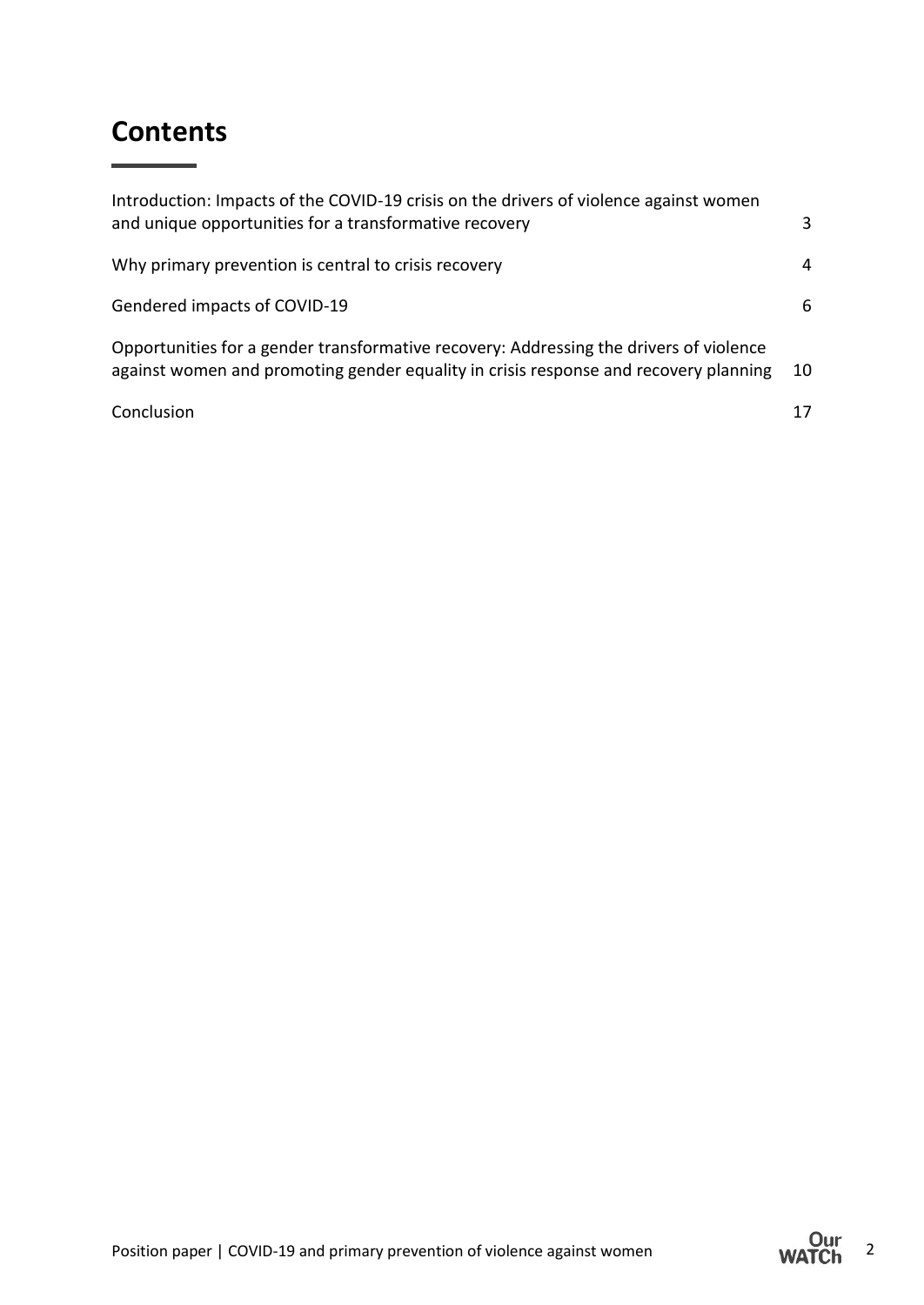# Contents

| | |
|---|---|
| Introduction: Impacts of the COVID-19 crisis on the drivers of violence against women and unique opportunities for a transformative recovery | 3 |
| Why primary prevention is central to crisis recovery | 4 |
| Gendered impacts of COVID-19 | 6 |
| Opportunities for a gender transformative recovery: Addressing the drivers of violence against women and promoting gender equality in crisis response and recovery planning | 10 |
| Conclusion | 17 |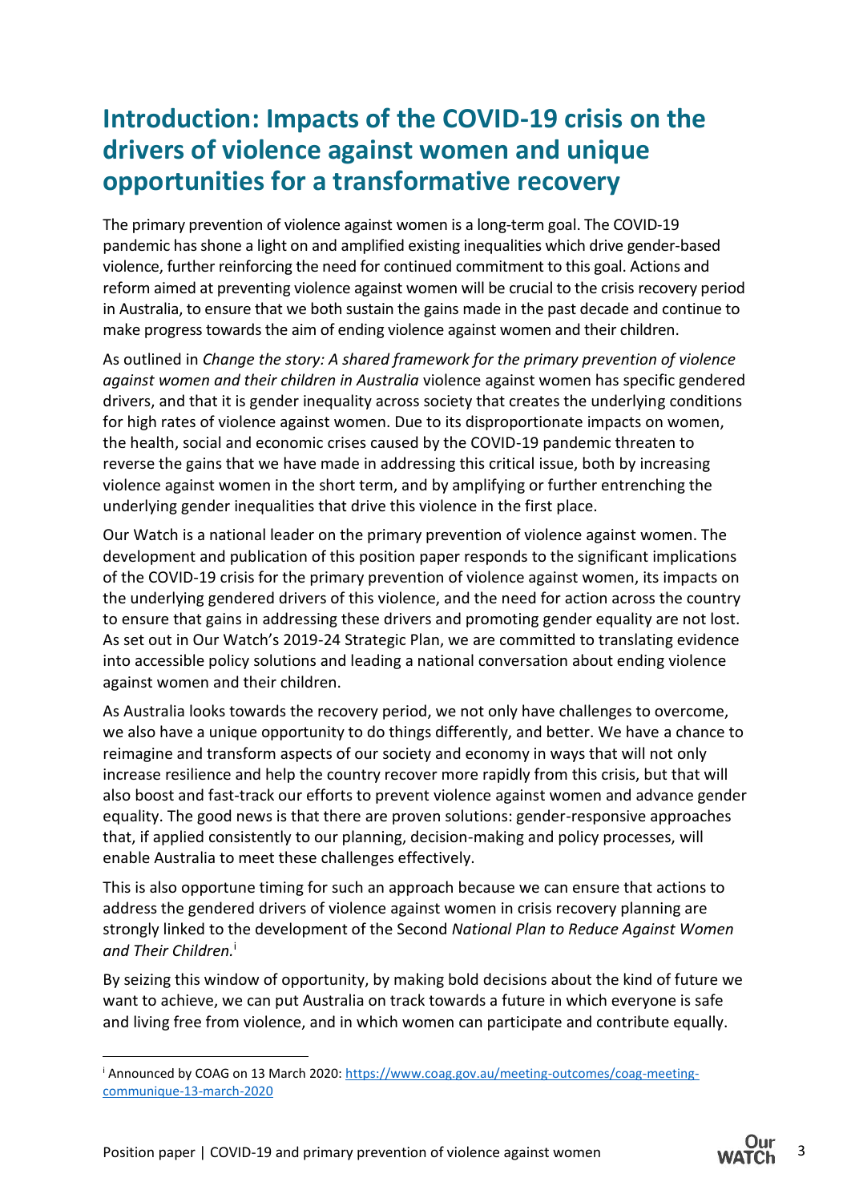# Introduction: Impacts of the COVID-19 crisis on the drivers of violence against women and unique opportunities for a transformative recovery

The primary prevention of violence against women is a long-term goal. The COVID-19 pandemic has shone a light on and amplified existing inequalities which drive gender-based violence, further reinforcing the need for continued commitment to this goal. Actions and reform aimed at preventing violence against women will be crucial to the crisis recovery period in Australia, to ensure that we both sustain the gains made in the past decade and continue to make progress towards the aim of ending violence against women and their children.

As outlined in *Change the story: A shared framework for the primary prevention of violence against women and their children in Australia* violence against women has specific gendered drivers, and that it is gender inequality across society that creates the underlying conditions for high rates of violence against women. Due to its disproportionate impacts on women, the health, social and economic crises caused by the COVID-19 pandemic threaten to reverse the gains that we have made in addressing this critical issue, both by increasing violence against women in the short term, and by amplifying or further entrenching the underlying gender inequalities that drive this violence in the first place.

Our Watch is a national leader on the primary prevention of violence against women. The development and publication of this position paper responds to the significant implications of the COVID-19 crisis for the primary prevention of violence against women, its impacts on the underlying gendered drivers of this violence, and the need for action across the country to ensure that gains in addressing these drivers and promoting gender equality are not lost. As set out in Our Watch's 2019-24 Strategic Plan, we are committed to translating evidence into accessible policy solutions and leading a national conversation about ending violence against women and their children.

As Australia looks towards the recovery period, we not only have challenges to overcome, we also have a unique opportunity to do things differently, and better. We have a chance to reimagine and transform aspects of our society and economy in ways that will not only increase resilience and help the country recover more rapidly from this crisis, but that will also boost and fast-track our efforts to prevent violence against women and advance gender equality. The good news is that there are proven solutions: gender-responsive approaches that, if applied consistently to our planning, decision-making and policy processes, will enable Australia to meet these challenges effectively.

This is also opportune timing for such an approach because we can ensure that actions to address the gendered drivers of violence against women in crisis recovery planning are strongly linked to the development of the Second *National Plan to Reduce Against Women and Their Children.*[i]

By seizing this window of opportunity, by making bold decisions about the kind of future we want to achieve, we can put Australia on track towards a future in which everyone is safe and living free from violence, and in which women can participate and contribute equally.

---

[i] Announced by COAG on 13 March 2020: https://www.coag.gov.au/meeting-outcomes/coag-meeting-communique-13-march-2020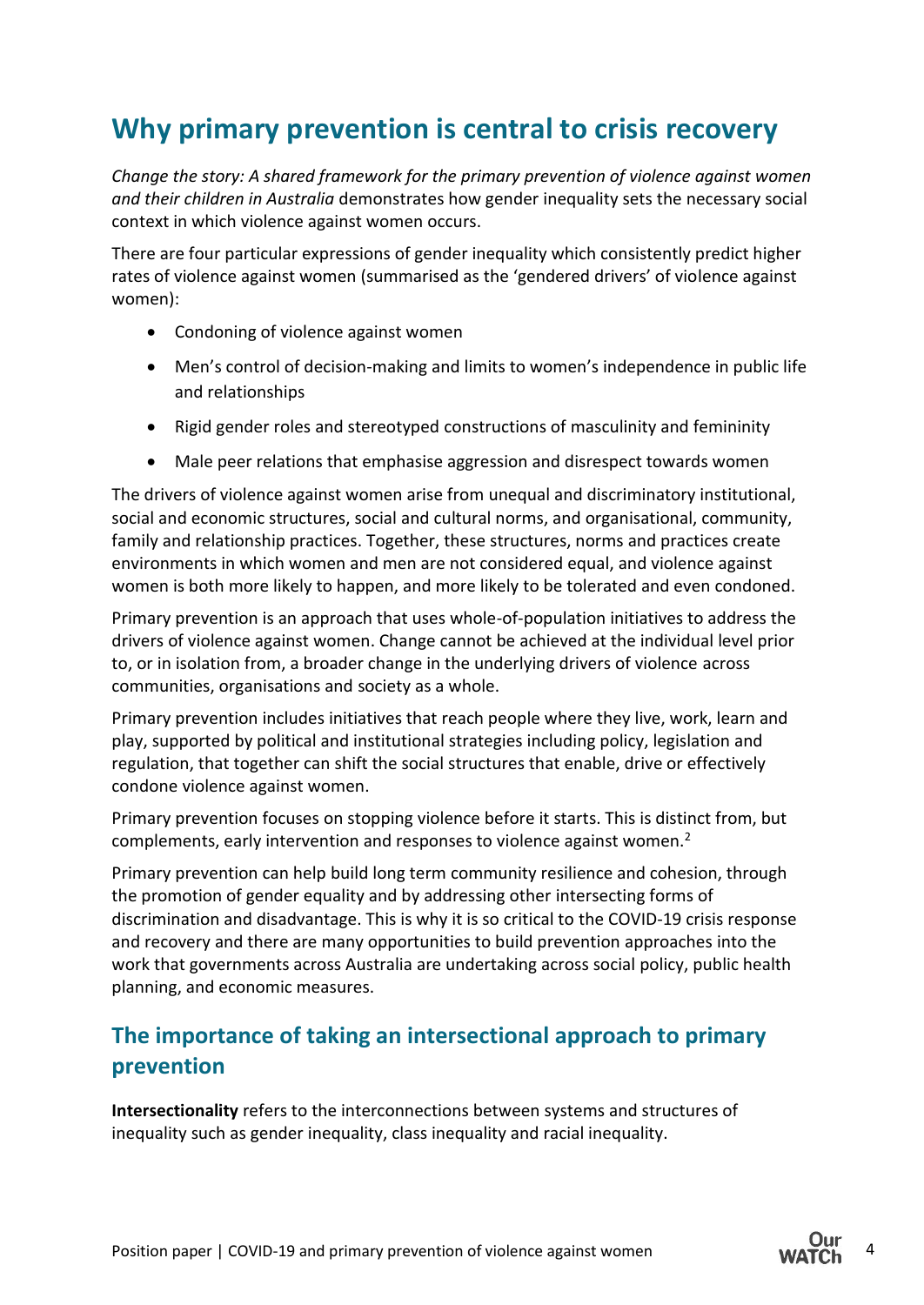## Why primary prevention is central to crisis recovery

*Change the story: A shared framework for the primary prevention of violence against women and their children in Australia* demonstrates how gender inequality sets the necessary social context in which violence against women occurs.

There are four particular expressions of gender inequality which consistently predict higher rates of violence against women (summarised as the 'gendered drivers' of violence against women):

- Condoning of violence against women
- Men's control of decision-making and limits to women's independence in public life and relationships
- Rigid gender roles and stereotyped constructions of masculinity and femininity
- Male peer relations that emphasise aggression and disrespect towards women

The drivers of violence against women arise from unequal and discriminatory institutional, social and economic structures, social and cultural norms, and organisational, community, family and relationship practices. Together, these structures, norms and practices create environments in which women and men are not considered equal, and violence against women is both more likely to happen, and more likely to be tolerated and even condoned.

Primary prevention is an approach that uses whole-of-population initiatives to address the drivers of violence against women. Change cannot be achieved at the individual level prior to, or in isolation from, a broader change in the underlying drivers of violence across communities, organisations and society as a whole.

Primary prevention includes initiatives that reach people where they live, work, learn and play, supported by political and institutional strategies including policy, legislation and regulation, that together can shift the social structures that enable, drive or effectively condone violence against women.

Primary prevention focuses on stopping violence before it starts. This is distinct from, but complements, early intervention and responses to violence against women.[2]

Primary prevention can help build long term community resilience and cohesion, through the promotion of gender equality and by addressing other intersecting forms of discrimination and disadvantage. This is why it is so critical to the COVID-19 crisis response and recovery and there are many opportunities to build prevention approaches into the work that governments across Australia are undertaking across social policy, public health planning, and economic measures.

### The importance of taking an intersectional approach to primary prevention

**Intersectionality** refers to the interconnections between systems and structures of inequality such as gender inequality, class inequality and racial inequality.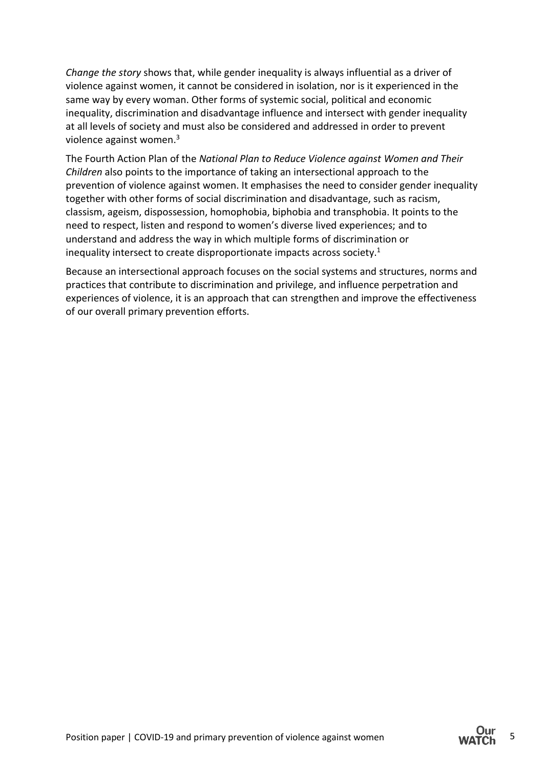*Change the story* shows that, while gender inequality is always influential as a driver of violence against women, it cannot be considered in isolation, nor is it experienced in the same way by every woman. Other forms of systemic social, political and economic inequality, discrimination and disadvantage influence and intersect with gender inequality at all levels of society and must also be considered and addressed in order to prevent violence against women.[3]

The Fourth Action Plan of the *National Plan to Reduce Violence against Women and Their Children* also points to the importance of taking an intersectional approach to the prevention of violence against women. It emphasises the need to consider gender inequality together with other forms of social discrimination and disadvantage, such as racism, classism, ageism, dispossession, homophobia, biphobia and transphobia. It points to the need to respect, listen and respond to women's diverse lived experiences; and to understand and address the way in which multiple forms of discrimination or inequality intersect to create disproportionate impacts across society.[1]

Because an intersectional approach focuses on the social systems and structures, norms and practices that contribute to discrimination and privilege, and influence perpetration and experiences of violence, it is an approach that can strengthen and improve the effectiveness of our overall primary prevention efforts.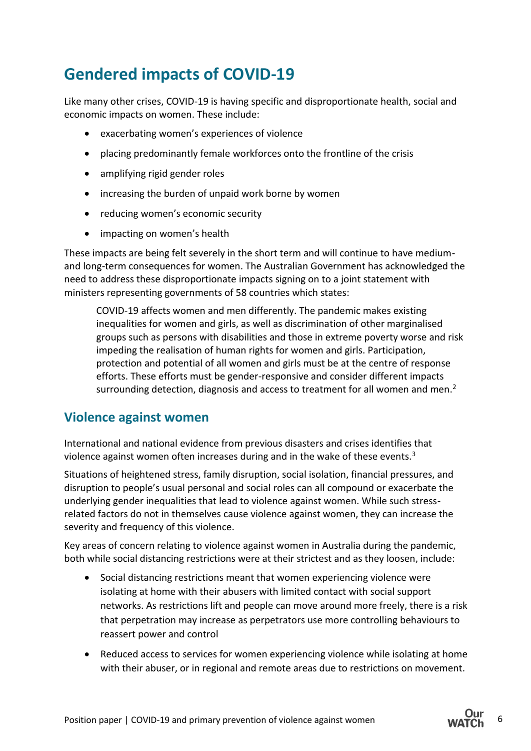# Gendered impacts of COVID-19

Like many other crises, COVID-19 is having specific and disproportionate health, social and economic impacts on women. These include:

- exacerbating women's experiences of violence
- placing predominantly female workforces onto the frontline of the crisis
- amplifying rigid gender roles
- increasing the burden of unpaid work borne by women
- reducing women's economic security
- impacting on women's health

These impacts are being felt severely in the short term and will continue to have medium- and long-term consequences for women. The Australian Government has acknowledged the need to address these disproportionate impacts signing on to a joint statement with ministers representing governments of 58 countries which states:

> COVID-19 affects women and men differently. The pandemic makes existing inequalities for women and girls, as well as discrimination of other marginalised groups such as persons with disabilities and those in extreme poverty worse and risk impeding the realisation of human rights for women and girls. Participation, protection and potential of all women and girls must be at the centre of response efforts. These efforts must be gender-responsive and consider different impacts surrounding detection, diagnosis and access to treatment for all women and men.[2]

## Violence against women

International and national evidence from previous disasters and crises identifies that violence against women often increases during and in the wake of these events.[3]

Situations of heightened stress, family disruption, social isolation, financial pressures, and disruption to people's usual personal and social roles can all compound or exacerbate the underlying gender inequalities that lead to violence against women. While such stress-related factors do not in themselves cause violence against women, they can increase the severity and frequency of this violence.

Key areas of concern relating to violence against women in Australia during the pandemic, both while social distancing restrictions were at their strictest and as they loosen, include:

- Social distancing restrictions meant that women experiencing violence were isolating at home with their abusers with limited contact with social support networks. As restrictions lift and people can move around more freely, there is a risk that perpetration may increase as perpetrators use more controlling behaviours to reassert power and control
- Reduced access to services for women experiencing violence while isolating at home with their abuser, or in regional and remote areas due to restrictions on movement.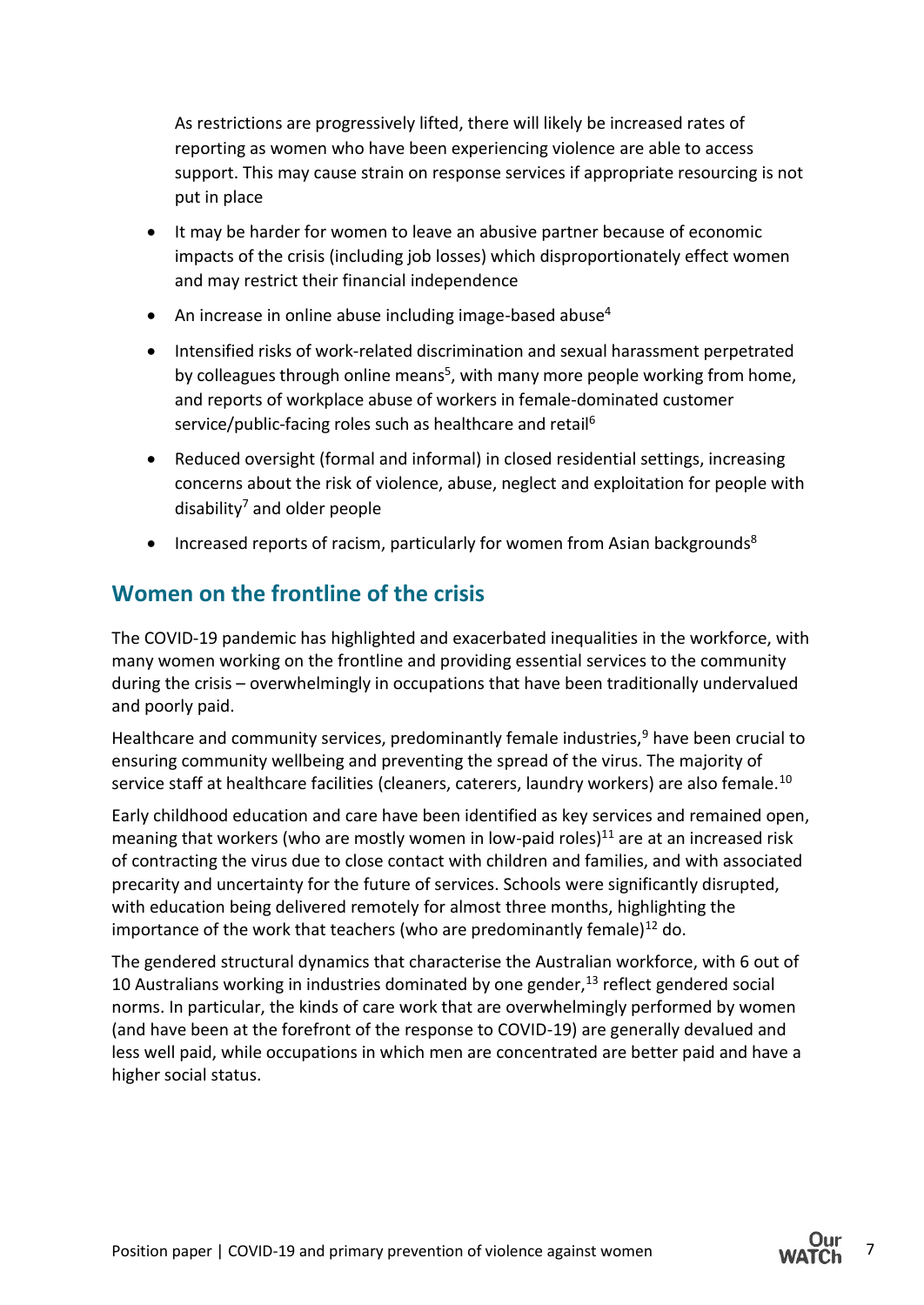As restrictions are progressively lifted, there will likely be increased rates of reporting as women who have been experiencing violence are able to access support. This may cause strain on response services if appropriate resourcing is not put in place

- It may be harder for women to leave an abusive partner because of economic impacts of the crisis (including job losses) which disproportionately effect women and may restrict their financial independence
- An increase in online abuse including image-based abuse[4]
- Intensified risks of work-related discrimination and sexual harassment perpetrated by colleagues through online means[5], with many more people working from home, and reports of workplace abuse of workers in female-dominated customer service/public-facing roles such as healthcare and retail[6]
- Reduced oversight (formal and informal) in closed residential settings, increasing concerns about the risk of violence, abuse, neglect and exploitation for people with disability[7] and older people
- Increased reports of racism, particularly for women from Asian backgrounds[8]

## Women on the frontline of the crisis

The COVID-19 pandemic has highlighted and exacerbated inequalities in the workforce, with many women working on the frontline and providing essential services to the community during the crisis – overwhelmingly in occupations that have been traditionally undervalued and poorly paid.

Healthcare and community services, predominantly female industries,[9] have been crucial to ensuring community wellbeing and preventing the spread of the virus. The majority of service staff at healthcare facilities (cleaners, caterers, laundry workers) are also female.[10]

Early childhood education and care have been identified as key services and remained open, meaning that workers (who are mostly women in low-paid roles)[11] are at an increased risk of contracting the virus due to close contact with children and families, and with associated precarity and uncertainty for the future of services. Schools were significantly disrupted, with education being delivered remotely for almost three months, highlighting the importance of the work that teachers (who are predominantly female)[12] do.

The gendered structural dynamics that characterise the Australian workforce, with 6 out of 10 Australians working in industries dominated by one gender,[13] reflect gendered social norms. In particular, the kinds of care work that are overwhelmingly performed by women (and have been at the forefront of the response to COVID-19) are generally devalued and less well paid, while occupations in which men are concentrated are better paid and have a higher social status.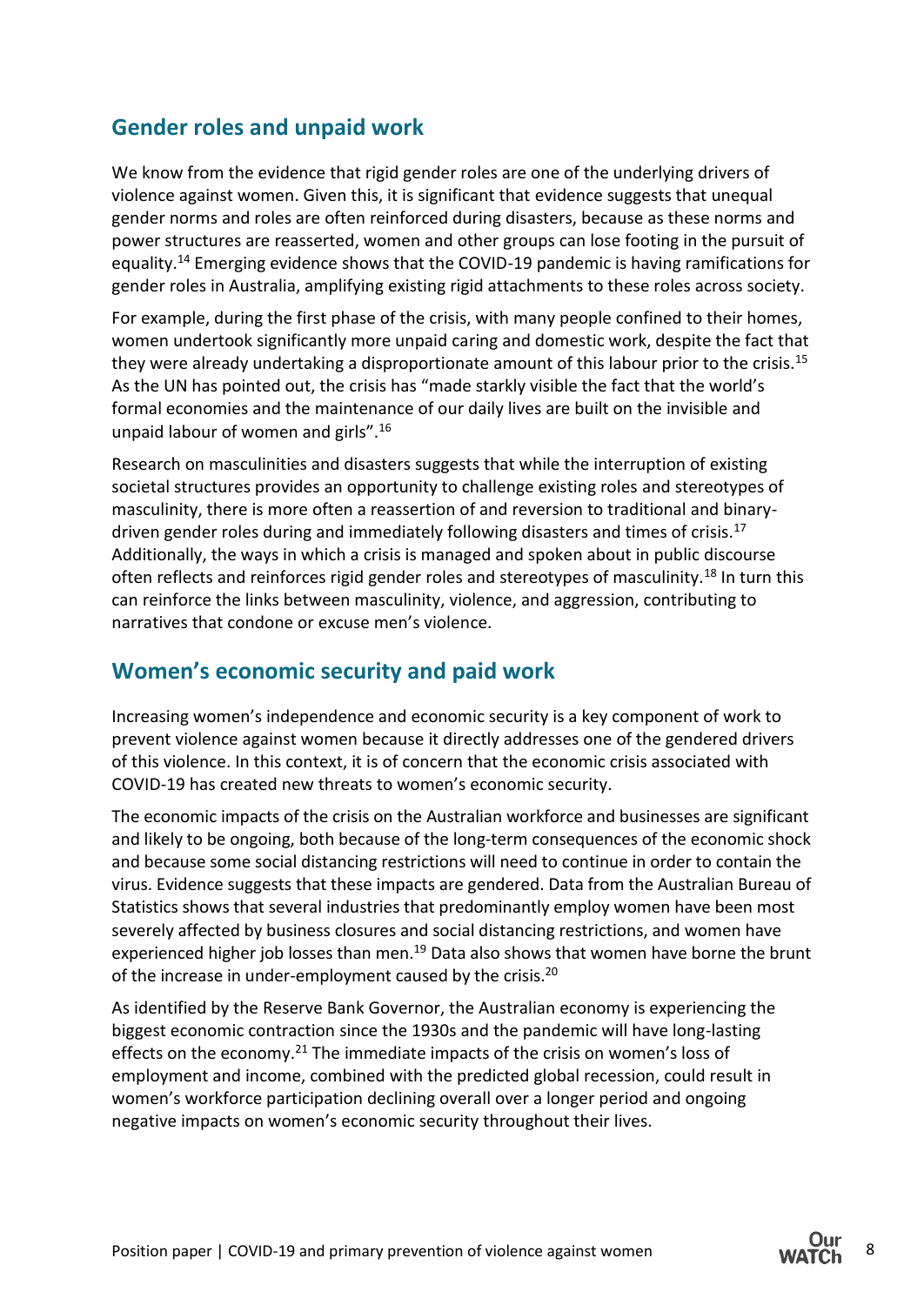## Gender roles and unpaid work

We know from the evidence that rigid gender roles are one of the underlying drivers of violence against women. Given this, it is significant that evidence suggests that unequal gender norms and roles are often reinforced during disasters, because as these norms and power structures are reasserted, women and other groups can lose footing in the pursuit of equality.[14] Emerging evidence shows that the COVID-19 pandemic is having ramifications for gender roles in Australia, amplifying existing rigid attachments to these roles across society.

For example, during the first phase of the crisis, with many people confined to their homes, women undertook significantly more unpaid caring and domestic work, despite the fact that they were already undertaking a disproportionate amount of this labour prior to the crisis.[15] As the UN has pointed out, the crisis has "made starkly visible the fact that the world's formal economies and the maintenance of our daily lives are built on the invisible and unpaid labour of women and girls".[16]

Research on masculinities and disasters suggests that while the interruption of existing societal structures provides an opportunity to challenge existing roles and stereotypes of masculinity, there is more often a reassertion of and reversion to traditional and binary-driven gender roles during and immediately following disasters and times of crisis.[17] Additionally, the ways in which a crisis is managed and spoken about in public discourse often reflects and reinforces rigid gender roles and stereotypes of masculinity.[18] In turn this can reinforce the links between masculinity, violence, and aggression, contributing to narratives that condone or excuse men's violence.

## Women's economic security and paid work

Increasing women's independence and economic security is a key component of work to prevent violence against women because it directly addresses one of the gendered drivers of this violence. In this context, it is of concern that the economic crisis associated with COVID-19 has created new threats to women's economic security.

The economic impacts of the crisis on the Australian workforce and businesses are significant and likely to be ongoing, both because of the long-term consequences of the economic shock and because some social distancing restrictions will need to continue in order to contain the virus. Evidence suggests that these impacts are gendered. Data from the Australian Bureau of Statistics shows that several industries that predominantly employ women have been most severely affected by business closures and social distancing restrictions, and women have experienced higher job losses than men.[19] Data also shows that women have borne the brunt of the increase in under-employment caused by the crisis.[20]

As identified by the Reserve Bank Governor, the Australian economy is experiencing the biggest economic contraction since the 1930s and the pandemic will have long-lasting effects on the economy.[21] The immediate impacts of the crisis on women's loss of employment and income, combined with the predicted global recession, could result in women's workforce participation declining overall over a longer period and ongoing negative impacts on women's economic security throughout their lives.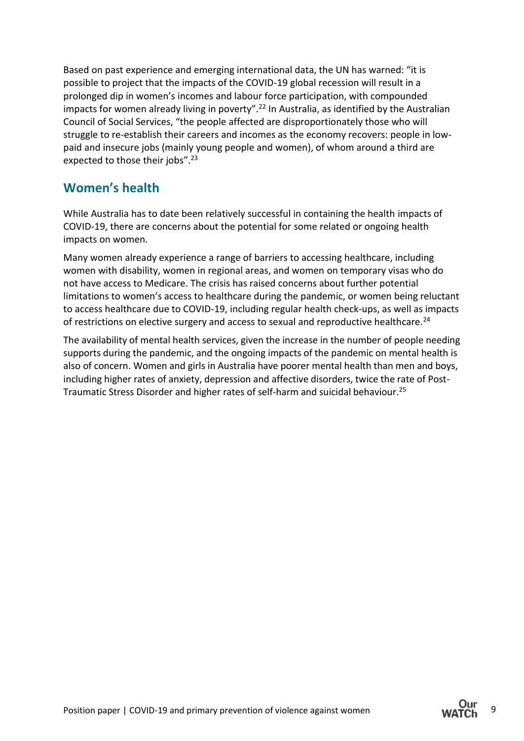Based on past experience and emerging international data, the UN has warned: "it is possible to project that the impacts of the COVID-19 global recession will result in a prolonged dip in women's incomes and labour force participation, with compounded impacts for women already living in poverty".[22] In Australia, as identified by the Australian Council of Social Services, "the people affected are disproportionately those who will struggle to re-establish their careers and incomes as the economy recovers: people in low-paid and insecure jobs (mainly young people and women), of whom around a third are expected to those their jobs".[23]

## Women's health

While Australia has to date been relatively successful in containing the health impacts of COVID-19, there are concerns about the potential for some related or ongoing health impacts on women.

Many women already experience a range of barriers to accessing healthcare, including women with disability, women in regional areas, and women on temporary visas who do not have access to Medicare. The crisis has raised concerns about further potential limitations to women's access to healthcare during the pandemic, or women being reluctant to access healthcare due to COVID-19, including regular health check-ups, as well as impacts of restrictions on elective surgery and access to sexual and reproductive healthcare.[24]

The availability of mental health services, given the increase in the number of people needing supports during the pandemic, and the ongoing impacts of the pandemic on mental health is also of concern. Women and girls in Australia have poorer mental health than men and boys, including higher rates of anxiety, depression and affective disorders, twice the rate of Post-Traumatic Stress Disorder and higher rates of self-harm and suicidal behaviour.[25]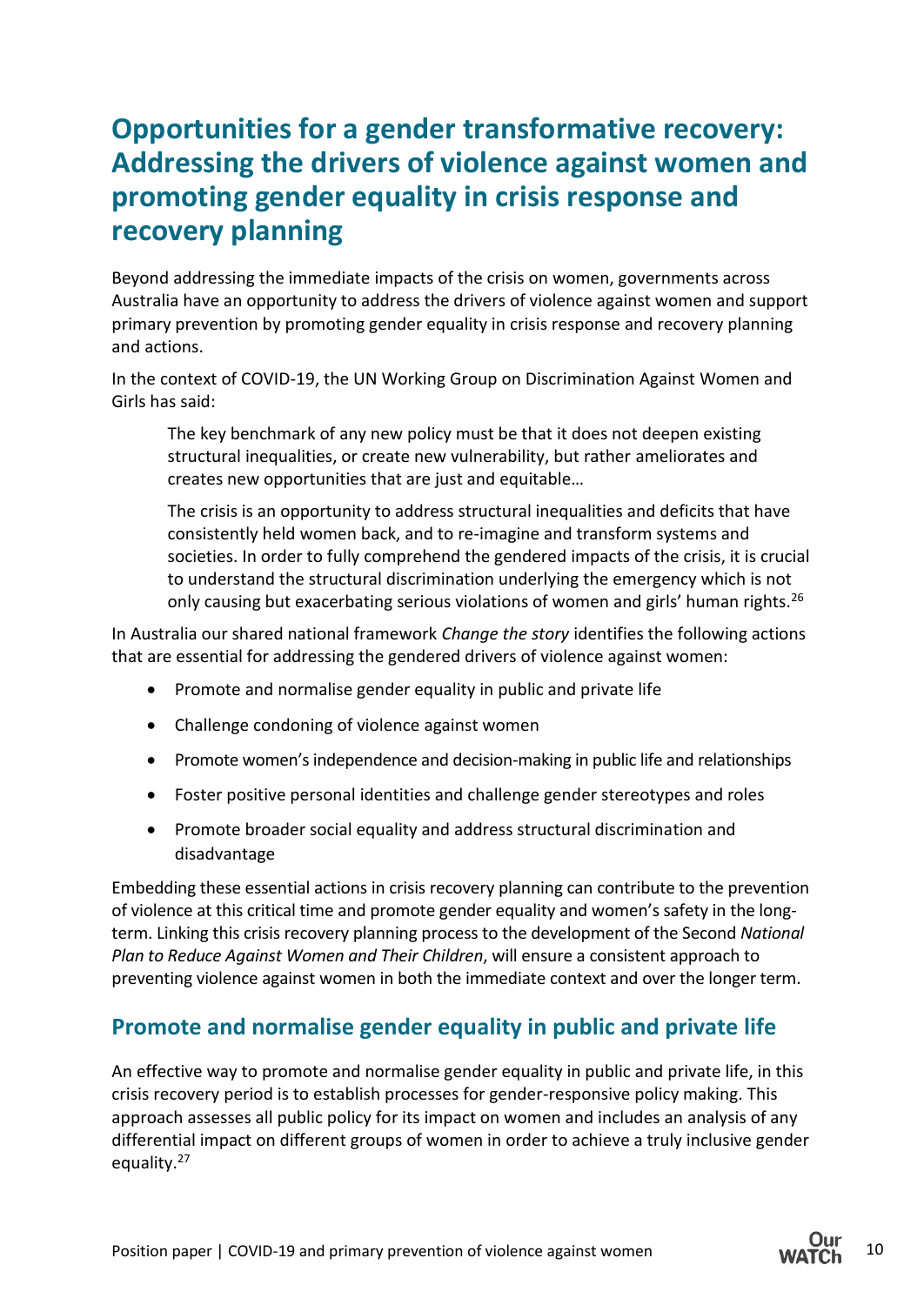# Opportunities for a gender transformative recovery: Addressing the drivers of violence against women and promoting gender equality in crisis response and recovery planning

Beyond addressing the immediate impacts of the crisis on women, governments across Australia have an opportunity to address the drivers of violence against women and support primary prevention by promoting gender equality in crisis response and recovery planning and actions.

In the context of COVID-19, the UN Working Group on Discrimination Against Women and Girls has said:

> The key benchmark of any new policy must be that it does not deepen existing structural inequalities, or create new vulnerability, but rather ameliorates and creates new opportunities that are just and equitable…
>
> The crisis is an opportunity to address structural inequalities and deficits that have consistently held women back, and to re-imagine and transform systems and societies. In order to fully comprehend the gendered impacts of the crisis, it is crucial to understand the structural discrimination underlying the emergency which is not only causing but exacerbating serious violations of women and girls' human rights.[26]

In Australia our shared national framework *Change the story* identifies the following actions that are essential for addressing the gendered drivers of violence against women:

- Promote and normalise gender equality in public and private life
- Challenge condoning of violence against women
- Promote women's independence and decision-making in public life and relationships
- Foster positive personal identities and challenge gender stereotypes and roles
- Promote broader social equality and address structural discrimination and disadvantage

Embedding these essential actions in crisis recovery planning can contribute to the prevention of violence at this critical time and promote gender equality and women's safety in the long-term. Linking this crisis recovery planning process to the development of the Second *National Plan to Reduce Against Women and Their Children*, will ensure a consistent approach to preventing violence against women in both the immediate context and over the longer term.

## Promote and normalise gender equality in public and private life

An effective way to promote and normalise gender equality in public and private life, in this crisis recovery period is to establish processes for gender-responsive policy making. This approach assesses all public policy for its impact on women and includes an analysis of any differential impact on different groups of women in order to achieve a truly inclusive gender equality.[27]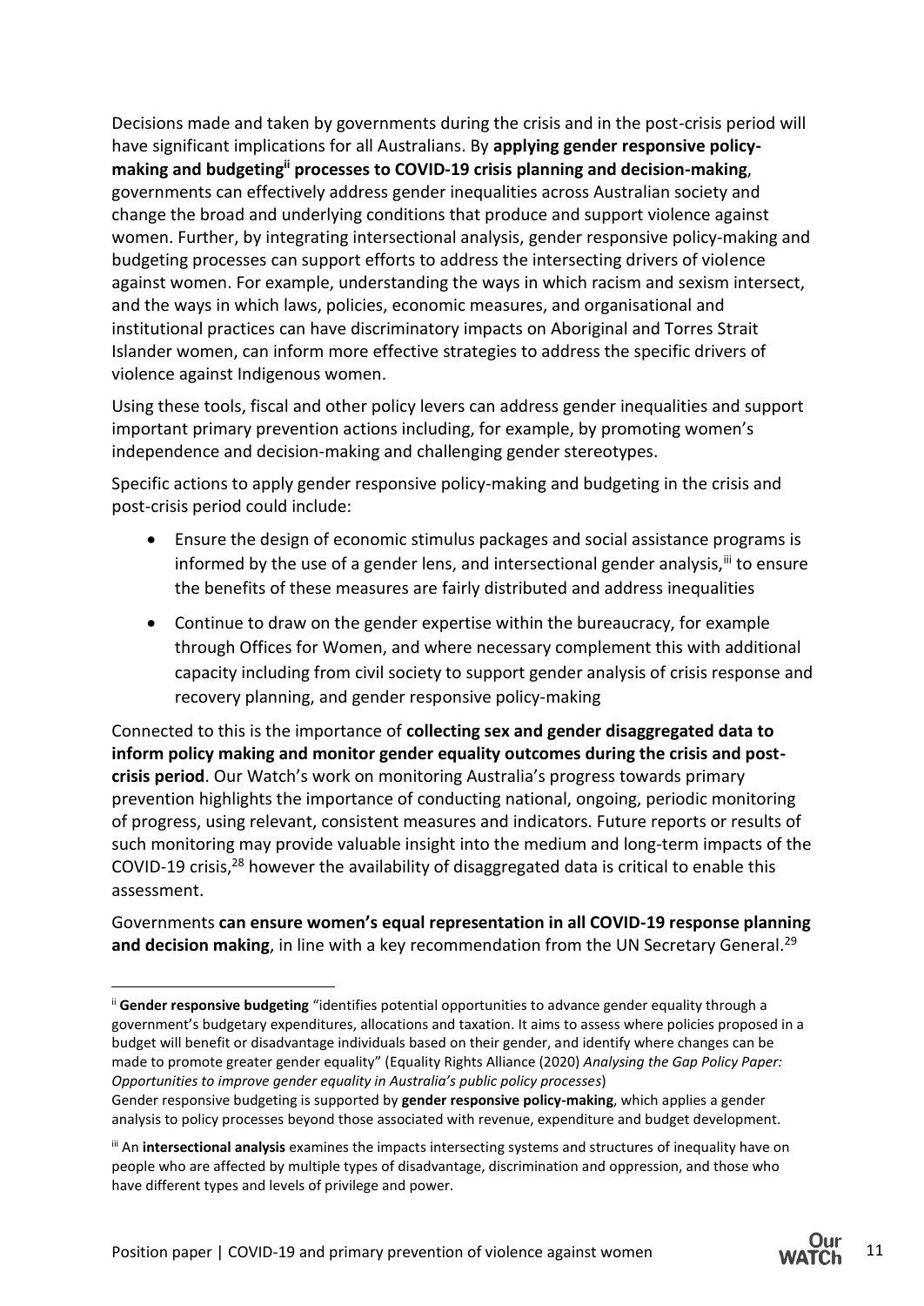Decisions made and taken by governments during the crisis and in the post-crisis period will have significant implications for all Australians. By **applying gender responsive policy-making and budgeting[ii] processes to COVID-19 crisis planning and decision-making**, governments can effectively address gender inequalities across Australian society and change the broad and underlying conditions that produce and support violence against women. Further, by integrating intersectional analysis, gender responsive policy-making and budgeting processes can support efforts to address the intersecting drivers of violence against women. For example, understanding the ways in which racism and sexism intersect, and the ways in which laws, policies, economic measures, and organisational and institutional practices can have discriminatory impacts on Aboriginal and Torres Strait Islander women, can inform more effective strategies to address the specific drivers of violence against Indigenous women.

Using these tools, fiscal and other policy levers can address gender inequalities and support important primary prevention actions including, for example, by promoting women's independence and decision-making and challenging gender stereotypes.

Specific actions to apply gender responsive policy-making and budgeting in the crisis and post-crisis period could include:

- Ensure the design of economic stimulus packages and social assistance programs is informed by the use of a gender lens, and intersectional gender analysis,[iii] to ensure the benefits of these measures are fairly distributed and address inequalities
- Continue to draw on the gender expertise within the bureaucracy, for example through Offices for Women, and where necessary complement this with additional capacity including from civil society to support gender analysis of crisis response and recovery planning, and gender responsive policy-making

Connected to this is the importance of **collecting sex and gender disaggregated data to inform policy making and monitor gender equality outcomes during the crisis and post-crisis period**. Our Watch's work on monitoring Australia's progress towards primary prevention highlights the importance of conducting national, ongoing, periodic monitoring of progress, using relevant, consistent measures and indicators. Future reports or results of such monitoring may provide valuable insight into the medium and long-term impacts of the COVID-19 crisis,[28] however the availability of disaggregated data is critical to enable this assessment.

Governments **can ensure women's equal representation in all COVID-19 response planning and decision making**, in line with a key recommendation from the UN Secretary General.[29]

---

[ii] **Gender responsive budgeting** "identifies potential opportunities to advance gender equality through a government's budgetary expenditures, allocations and taxation. It aims to assess where policies proposed in a budget will benefit or disadvantage individuals based on their gender, and identify where changes can be made to promote greater gender equality" (Equality Rights Alliance (2020) *Analysing the Gap Policy Paper: Opportunities to improve gender equality in Australia's public policy processes*)
Gender responsive budgeting is supported by **gender responsive policy-making**, which applies a gender analysis to policy processes beyond those associated with revenue, expenditure and budget development.

[iii] An **intersectional analysis** examines the impacts intersecting systems and structures of inequality have on people who are affected by multiple types of disadvantage, discrimination and oppression, and those who have different types and levels of privilege and power.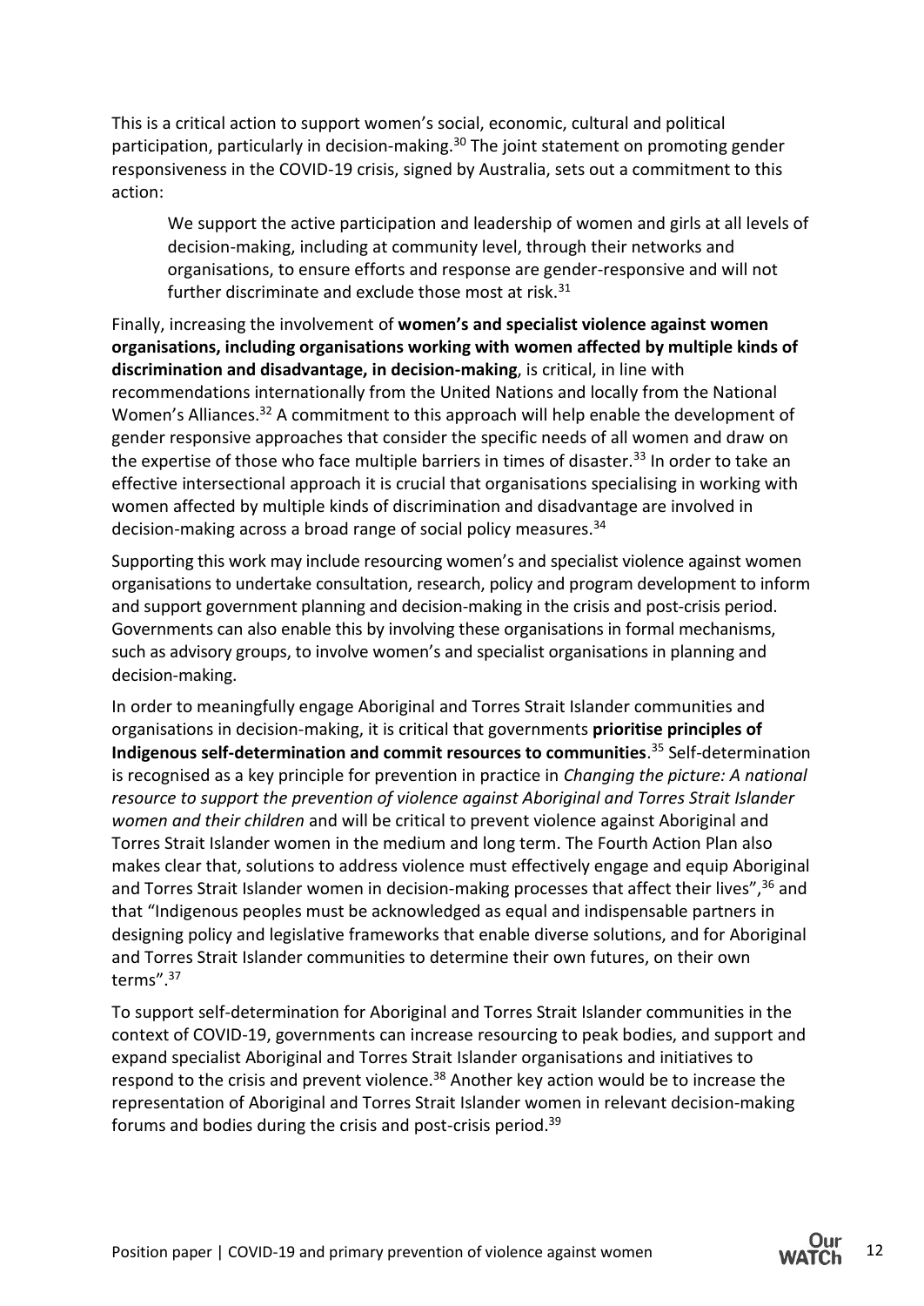This is a critical action to support women's social, economic, cultural and political participation, particularly in decision-making.[30] The joint statement on promoting gender responsiveness in the COVID-19 crisis, signed by Australia, sets out a commitment to this action:

> We support the active participation and leadership of women and girls at all levels of decision-making, including at community level, through their networks and organisations, to ensure efforts and response are gender-responsive and will not further discriminate and exclude those most at risk.[31]

Finally, increasing the involvement of **women's and specialist violence against women organisations, including organisations working with women affected by multiple kinds of discrimination and disadvantage, in decision-making**, is critical, in line with recommendations internationally from the United Nations and locally from the National Women's Alliances.[32] A commitment to this approach will help enable the development of gender responsive approaches that consider the specific needs of all women and draw on the expertise of those who face multiple barriers in times of disaster.[33] In order to take an effective intersectional approach it is crucial that organisations specialising in working with women affected by multiple kinds of discrimination and disadvantage are involved in decision-making across a broad range of social policy measures.[34]

Supporting this work may include resourcing women's and specialist violence against women organisations to undertake consultation, research, policy and program development to inform and support government planning and decision-making in the crisis and post-crisis period. Governments can also enable this by involving these organisations in formal mechanisms, such as advisory groups, to involve women's and specialist organisations in planning and decision-making.

In order to meaningfully engage Aboriginal and Torres Strait Islander communities and organisations in decision-making, it is critical that governments **prioritise principles of Indigenous self-determination and commit resources to communities**.[35] Self-determination is recognised as a key principle for prevention in practice in *Changing the picture: A national resource to support the prevention of violence against Aboriginal and Torres Strait Islander women and their children* and will be critical to prevent violence against Aboriginal and Torres Strait Islander women in the medium and long term. The Fourth Action Plan also makes clear that, solutions to address violence must effectively engage and equip Aboriginal and Torres Strait Islander women in decision-making processes that affect their lives",[36] and that "Indigenous peoples must be acknowledged as equal and indispensable partners in designing policy and legislative frameworks that enable diverse solutions, and for Aboriginal and Torres Strait Islander communities to determine their own futures, on their own terms".[37]

To support self-determination for Aboriginal and Torres Strait Islander communities in the context of COVID-19, governments can increase resourcing to peak bodies, and support and expand specialist Aboriginal and Torres Strait Islander organisations and initiatives to respond to the crisis and prevent violence.[38] Another key action would be to increase the representation of Aboriginal and Torres Strait Islander women in relevant decision-making forums and bodies during the crisis and post-crisis period.[39]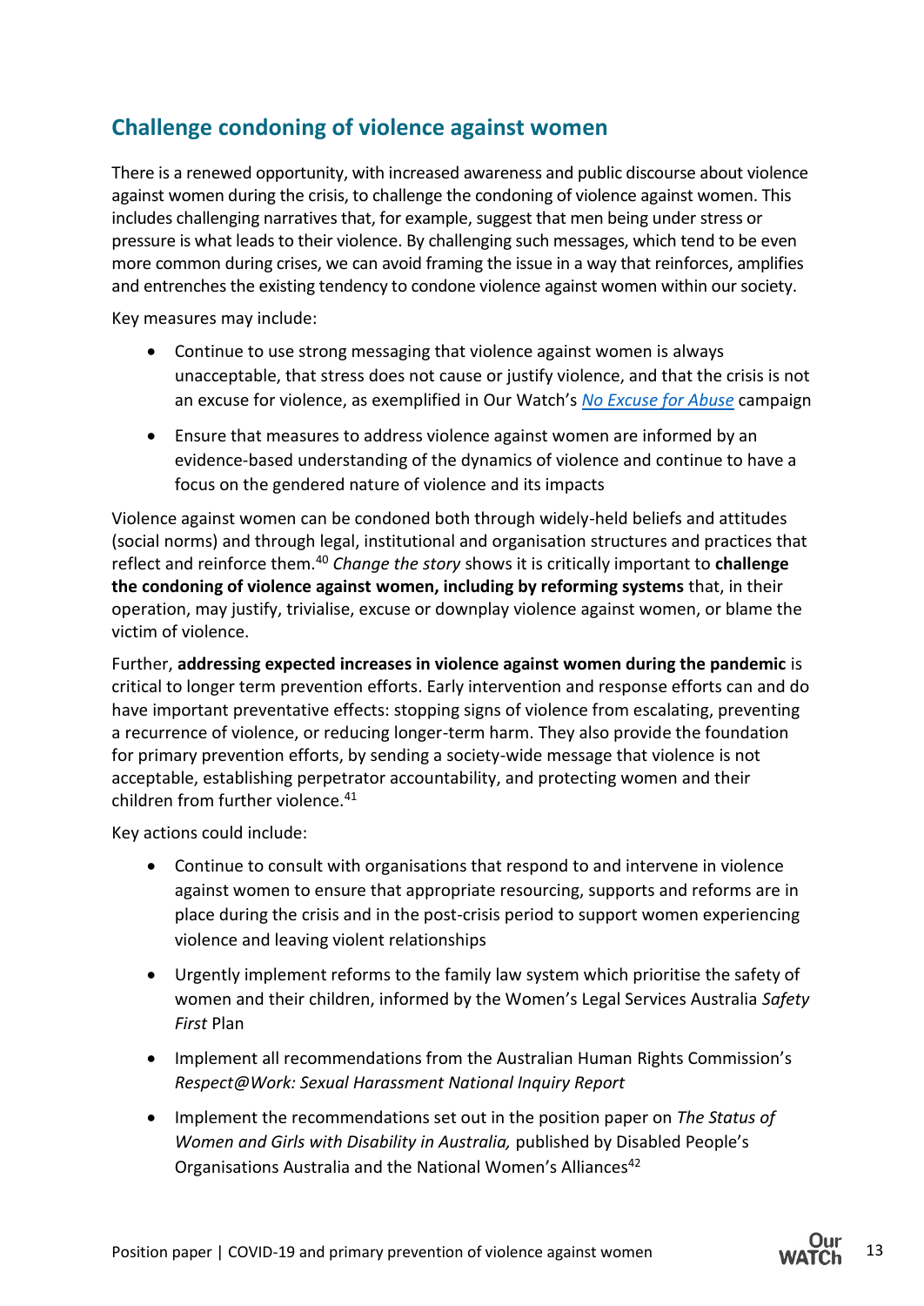## Challenge condoning of violence against women

There is a renewed opportunity, with increased awareness and public discourse about violence against women during the crisis, to challenge the condoning of violence against women. This includes challenging narratives that, for example, suggest that men being under stress or pressure is what leads to their violence. By challenging such messages, which tend to be even more common during crises, we can avoid framing the issue in a way that reinforces, amplifies and entrenches the existing tendency to condone violence against women within our society.

Key measures may include:

- Continue to use strong messaging that violence against women is always unacceptable, that stress does not cause or justify violence, and that the crisis is not an excuse for violence, as exemplified in Our Watch's *No Excuse for Abuse* campaign
- Ensure that measures to address violence against women are informed by an evidence-based understanding of the dynamics of violence and continue to have a focus on the gendered nature of violence and its impacts

Violence against women can be condoned both through widely-held beliefs and attitudes (social norms) and through legal, institutional and organisation structures and practices that reflect and reinforce them.[40] *Change the story* shows it is critically important to **challenge the condoning of violence against women, including by reforming systems** that, in their operation, may justify, trivialise, excuse or downplay violence against women, or blame the victim of violence.

Further, **addressing expected increases in violence against women during the pandemic** is critical to longer term prevention efforts. Early intervention and response efforts can and do have important preventative effects: stopping signs of violence from escalating, preventing a recurrence of violence, or reducing longer-term harm. They also provide the foundation for primary prevention efforts, by sending a society-wide message that violence is not acceptable, establishing perpetrator accountability, and protecting women and their children from further violence.[41]

Key actions could include:

- Continue to consult with organisations that respond to and intervene in violence against women to ensure that appropriate resourcing, supports and reforms are in place during the crisis and in the post-crisis period to support women experiencing violence and leaving violent relationships
- Urgently implement reforms to the family law system which prioritise the safety of women and their children, informed by the Women's Legal Services Australia *Safety First* Plan
- Implement all recommendations from the Australian Human Rights Commission's *Respect@Work: Sexual Harassment National Inquiry Report*
- Implement the recommendations set out in the position paper on *The Status of Women and Girls with Disability in Australia,* published by Disabled People's Organisations Australia and the National Women's Alliances[42]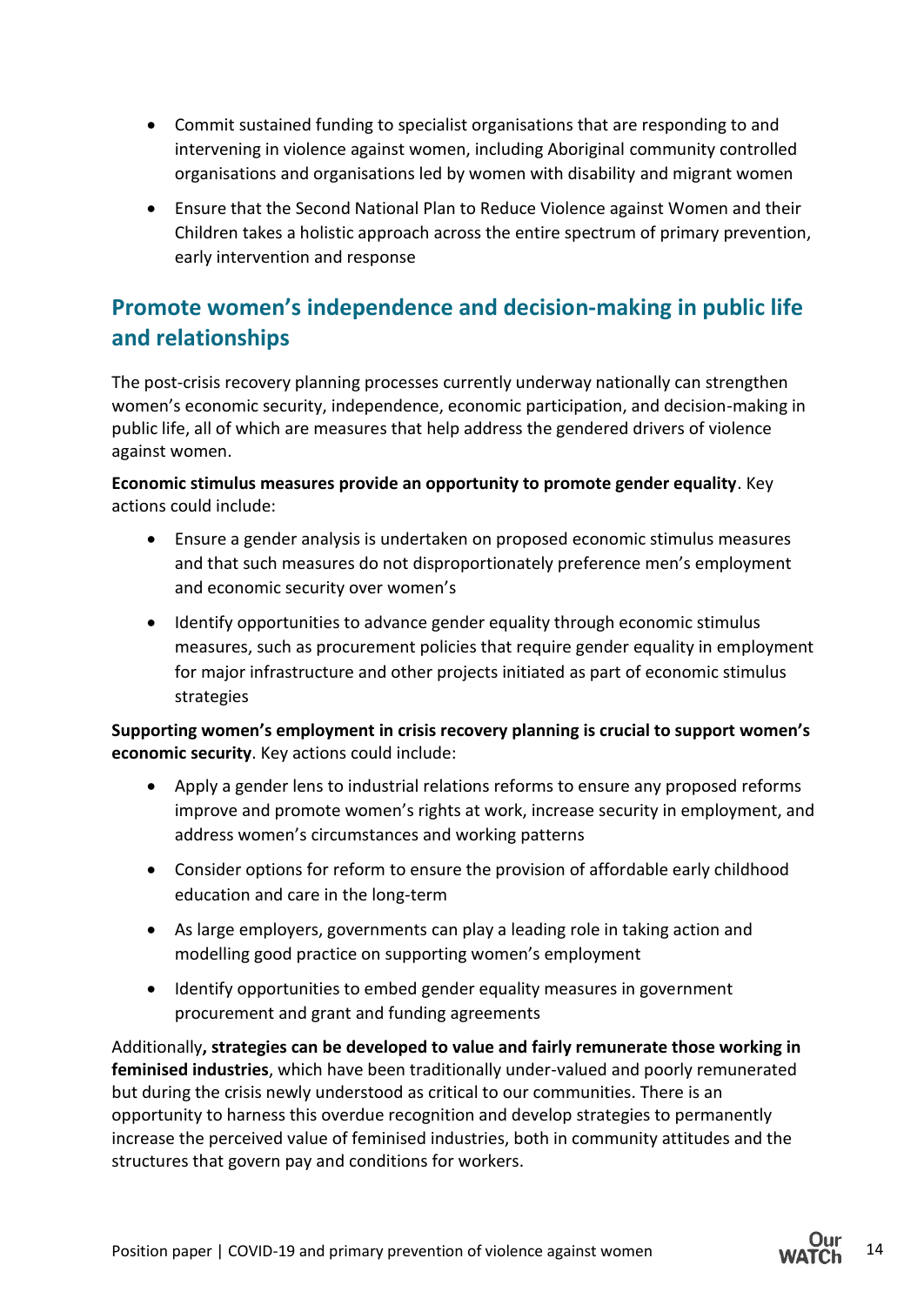- Commit sustained funding to specialist organisations that are responding to and intervening in violence against women, including Aboriginal community controlled organisations and organisations led by women with disability and migrant women
- Ensure that the Second National Plan to Reduce Violence against Women and their Children takes a holistic approach across the entire spectrum of primary prevention, early intervention and response

## Promote women's independence and decision-making in public life and relationships

The post-crisis recovery planning processes currently underway nationally can strengthen women's economic security, independence, economic participation, and decision-making in public life, all of which are measures that help address the gendered drivers of violence against women.

**Economic stimulus measures provide an opportunity to promote gender equality**. Key actions could include:

- Ensure a gender analysis is undertaken on proposed economic stimulus measures and that such measures do not disproportionately preference men's employment and economic security over women's
- Identify opportunities to advance gender equality through economic stimulus measures, such as procurement policies that require gender equality in employment for major infrastructure and other projects initiated as part of economic stimulus strategies

**Supporting women's employment in crisis recovery planning is crucial to support women's economic security**. Key actions could include:

- Apply a gender lens to industrial relations reforms to ensure any proposed reforms improve and promote women's rights at work, increase security in employment, and address women's circumstances and working patterns
- Consider options for reform to ensure the provision of affordable early childhood education and care in the long-term
- As large employers, governments can play a leading role in taking action and modelling good practice on supporting women's employment
- Identify opportunities to embed gender equality measures in government procurement and grant and funding agreements

Additionally**, strategies can be developed to value and fairly remunerate those working in feminised industries**, which have been traditionally under-valued and poorly remunerated but during the crisis newly understood as critical to our communities. There is an opportunity to harness this overdue recognition and develop strategies to permanently increase the perceived value of feminised industries, both in community attitudes and the structures that govern pay and conditions for workers.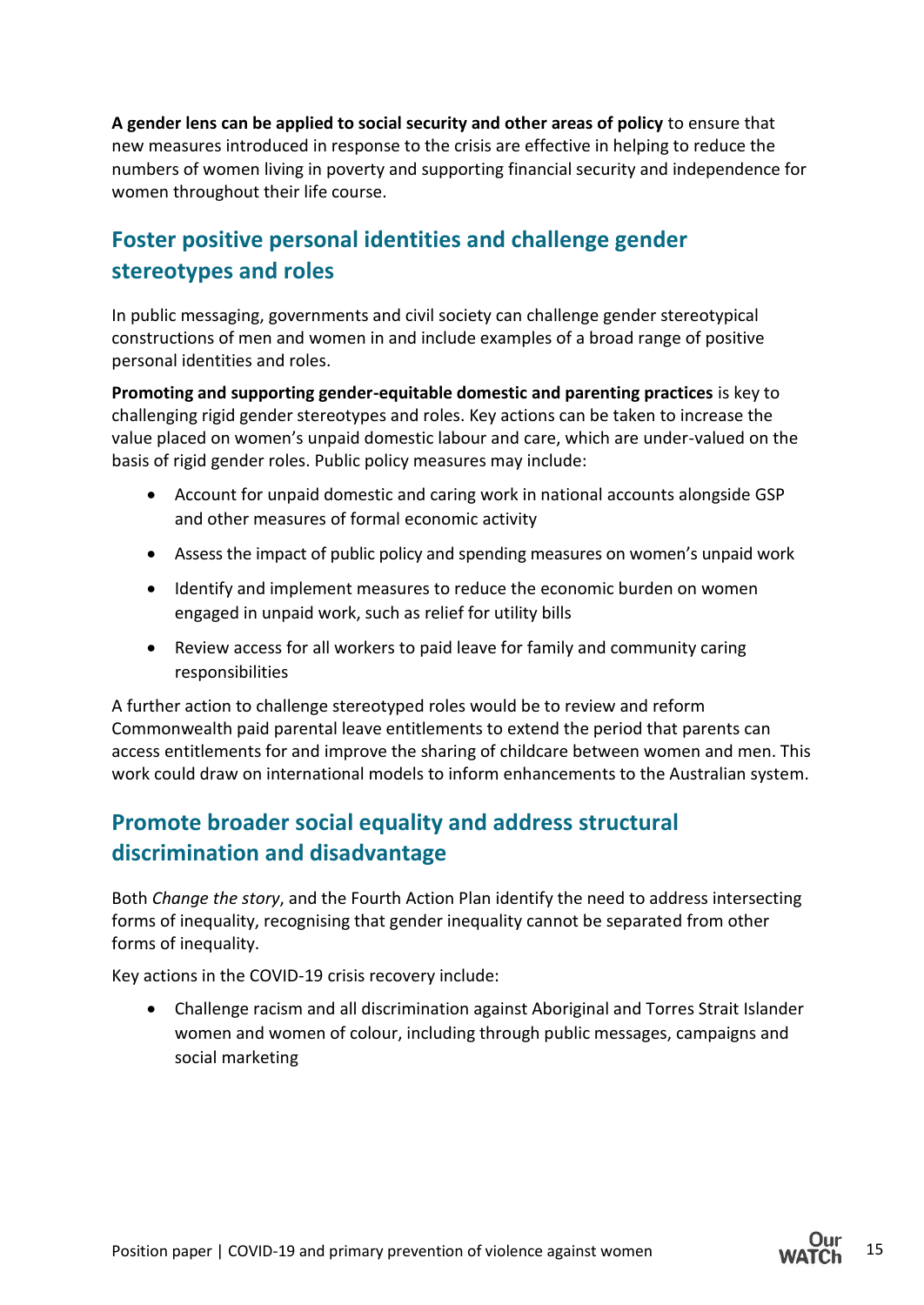**A gender lens can be applied to social security and other areas of policy** to ensure that new measures introduced in response to the crisis are effective in helping to reduce the numbers of women living in poverty and supporting financial security and independence for women throughout their life course.

## Foster positive personal identities and challenge gender stereotypes and roles

In public messaging, governments and civil society can challenge gender stereotypical constructions of men and women in and include examples of a broad range of positive personal identities and roles.

**Promoting and supporting gender-equitable domestic and parenting practices** is key to challenging rigid gender stereotypes and roles. Key actions can be taken to increase the value placed on women's unpaid domestic labour and care, which are under-valued on the basis of rigid gender roles. Public policy measures may include:

- Account for unpaid domestic and caring work in national accounts alongside GSP and other measures of formal economic activity
- Assess the impact of public policy and spending measures on women's unpaid work
- Identify and implement measures to reduce the economic burden on women engaged in unpaid work, such as relief for utility bills
- Review access for all workers to paid leave for family and community caring responsibilities

A further action to challenge stereotyped roles would be to review and reform Commonwealth paid parental leave entitlements to extend the period that parents can access entitlements for and improve the sharing of childcare between women and men. This work could draw on international models to inform enhancements to the Australian system.

## Promote broader social equality and address structural discrimination and disadvantage

Both *Change the story*, and the Fourth Action Plan identify the need to address intersecting forms of inequality, recognising that gender inequality cannot be separated from other forms of inequality.

Key actions in the COVID-19 crisis recovery include:

- Challenge racism and all discrimination against Aboriginal and Torres Strait Islander women and women of colour, including through public messages, campaigns and social marketing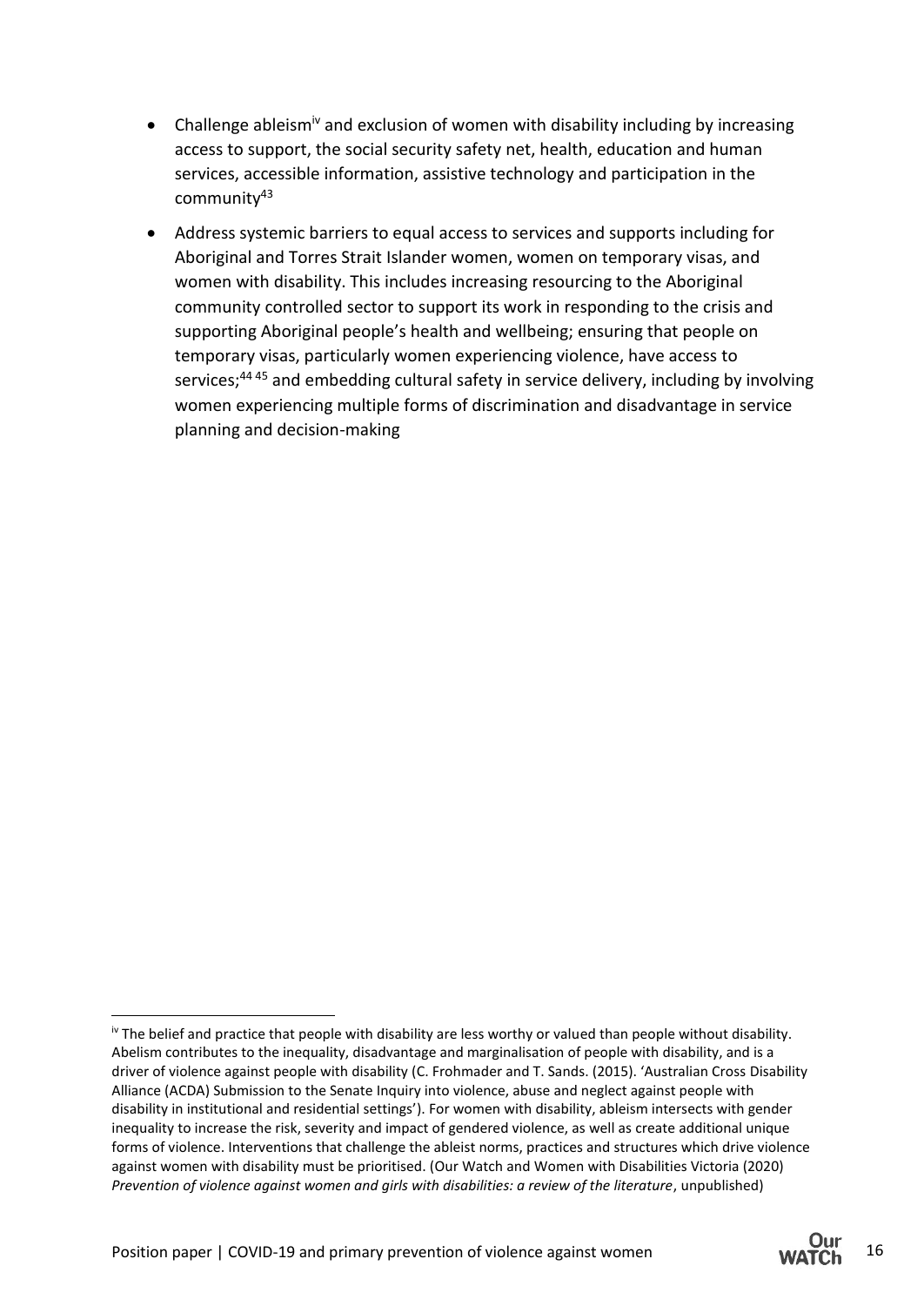- Challenge ableism[iv] and exclusion of women with disability including by increasing access to support, the social security safety net, health, education and human services, accessible information, assistive technology and participation in the community[43]
- Address systemic barriers to equal access to services and supports including for Aboriginal and Torres Strait Islander women, women on temporary visas, and women with disability. This includes increasing resourcing to the Aboriginal community controlled sector to support its work in responding to the crisis and supporting Aboriginal people's health and wellbeing; ensuring that people on temporary visas, particularly women experiencing violence, have access to services;[44] [45] and embedding cultural safety in service delivery, including by involving women experiencing multiple forms of discrimination and disadvantage in service planning and decision-making

---

[iv] The belief and practice that people with disability are less worthy or valued than people without disability. Abelism contributes to the inequality, disadvantage and marginalisation of people with disability, and is a driver of violence against people with disability (C. Frohmader and T. Sands. (2015). 'Australian Cross Disability Alliance (ACDA) Submission to the Senate Inquiry into violence, abuse and neglect against people with disability in institutional and residential settings'). For women with disability, ableism intersects with gender inequality to increase the risk, severity and impact of gendered violence, as well as create additional unique forms of violence. Interventions that challenge the ableist norms, practices and structures which drive violence against women with disability must be prioritised. (Our Watch and Women with Disabilities Victoria (2020) *Prevention of violence against women and girls with disabilities: a review of the literature*, unpublished)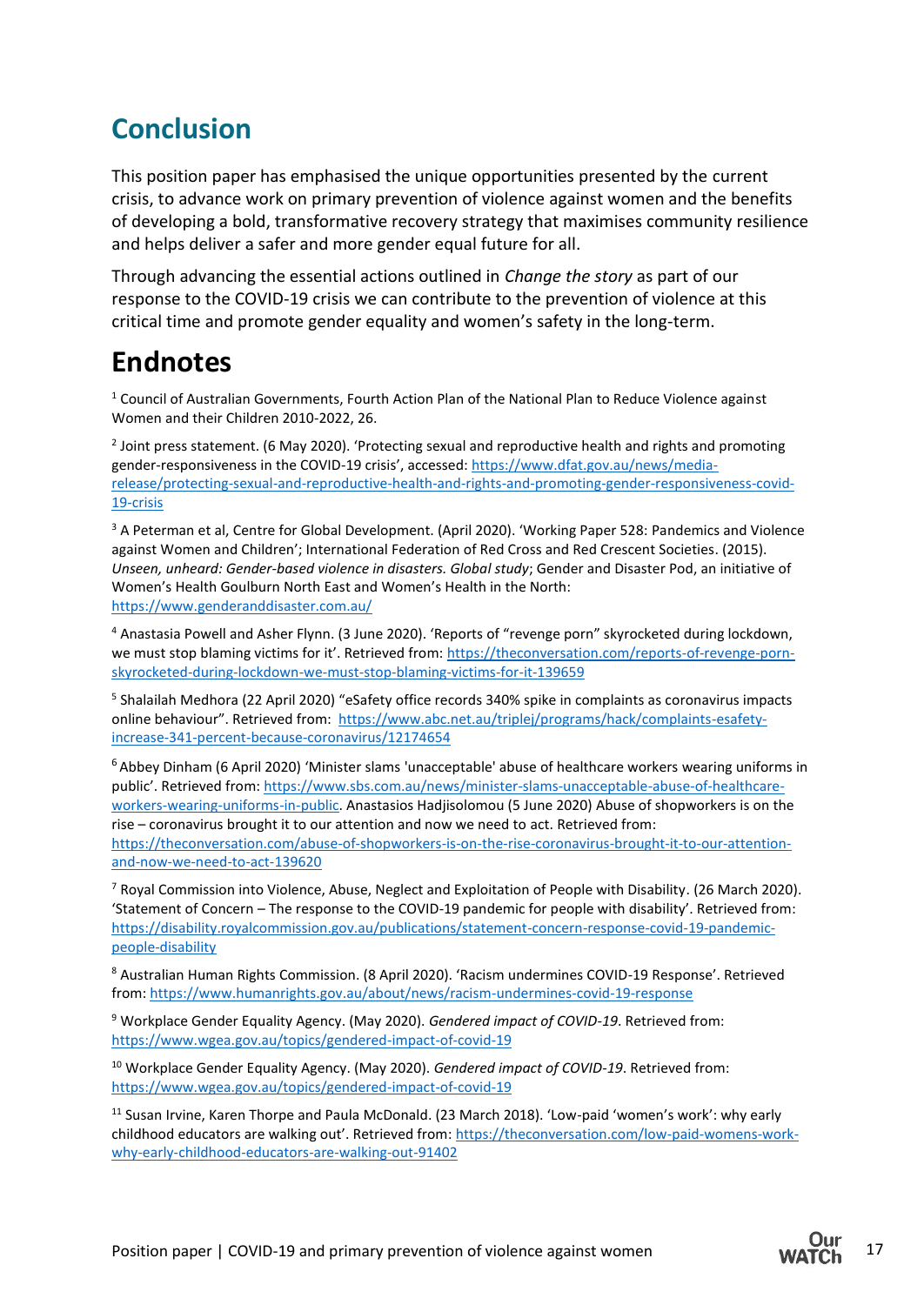## Conclusion

This position paper has emphasised the unique opportunities presented by the current crisis, to advance work on primary prevention of violence against women and the benefits of developing a bold, transformative recovery strategy that maximises community resilience and helps deliver a safer and more gender equal future for all.

Through advancing the essential actions outlined in *Change the story* as part of our response to the COVID-19 crisis we can contribute to the prevention of violence at this critical time and promote gender equality and women's safety in the long-term.

# Endnotes

[1] Council of Australian Governments, Fourth Action Plan of the National Plan to Reduce Violence against Women and their Children 2010-2022, 26.

[2] Joint press statement. (6 May 2020). 'Protecting sexual and reproductive health and rights and promoting gender-responsiveness in the COVID-19 crisis', accessed: https://www.dfat.gov.au/news/media-release/protecting-sexual-and-reproductive-health-and-rights-and-promoting-gender-responsiveness-covid-19-crisis

[3] A Peterman et al, Centre for Global Development. (April 2020). 'Working Paper 528: Pandemics and Violence against Women and Children'; International Federation of Red Cross and Red Crescent Societies. (2015). *Unseen, unheard: Gender-based violence in disasters. Global study*; Gender and Disaster Pod, an initiative of Women's Health Goulburn North East and Women's Health in the North: https://www.genderanddisaster.com.au/

[4] Anastasia Powell and Asher Flynn. (3 June 2020). 'Reports of "revenge porn" skyrocketed during lockdown, we must stop blaming victims for it'. Retrieved from: https://theconversation.com/reports-of-revenge-porn-skyrocketed-during-lockdown-we-must-stop-blaming-victims-for-it-139659

[5] Shalailah Medhora (22 April 2020) "eSafety office records 340% spike in complaints as coronavirus impacts online behaviour". Retrieved from: https://www.abc.net.au/triplej/programs/hack/complaints-esafety-increase-341-percent-because-coronavirus/12174654

[6] Abbey Dinham (6 April 2020) 'Minister slams 'unacceptable' abuse of healthcare workers wearing uniforms in public'. Retrieved from: https://www.sbs.com.au/news/minister-slams-unacceptable-abuse-of-healthcare-workers-wearing-uniforms-in-public. Anastasios Hadjisolomou (5 June 2020) Abuse of shopworkers is on the rise – coronavirus brought it to our attention and now we need to act. Retrieved from: https://theconversation.com/abuse-of-shopworkers-is-on-the-rise-coronavirus-brought-it-to-our-attention-and-now-we-need-to-act-139620

[7] Royal Commission into Violence, Abuse, Neglect and Exploitation of People with Disability. (26 March 2020). 'Statement of Concern – The response to the COVID-19 pandemic for people with disability'. Retrieved from: https://disability.royalcommission.gov.au/publications/statement-concern-response-covid-19-pandemic-people-disability

[8] Australian Human Rights Commission. (8 April 2020). 'Racism undermines COVID-19 Response'. Retrieved from: https://www.humanrights.gov.au/about/news/racism-undermines-covid-19-response

[9] Workplace Gender Equality Agency. (May 2020). *Gendered impact of COVID-19*. Retrieved from: https://www.wgea.gov.au/topics/gendered-impact-of-covid-19

[10] Workplace Gender Equality Agency. (May 2020). *Gendered impact of COVID-19*. Retrieved from: https://www.wgea.gov.au/topics/gendered-impact-of-covid-19

[11] Susan Irvine, Karen Thorpe and Paula McDonald. (23 March 2018). 'Low-paid 'women's work': why early childhood educators are walking out'. Retrieved from: https://theconversation.com/low-paid-womens-work-why-early-childhood-educators-are-walking-out-91402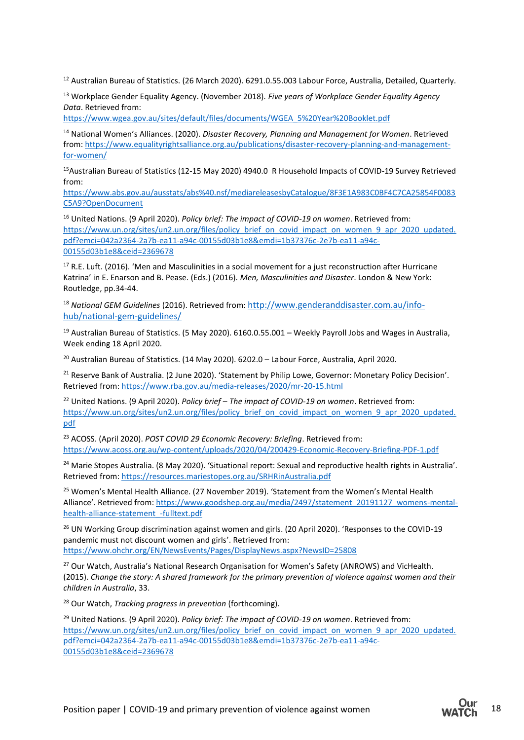[12] Australian Bureau of Statistics. (26 March 2020). 6291.0.55.003 Labour Force, Australia, Detailed, Quarterly.

[13] Workplace Gender Equality Agency. (November 2018). *Five years of Workplace Gender Equality Agency Data*. Retrieved from: https://www.wgea.gov.au/sites/default/files/documents/WGEA_5%20Year%20Booklet.pdf

[14] National Women's Alliances. (2020). *Disaster Recovery, Planning and Management for Women*. Retrieved from: https://www.equalityrightsalliance.org.au/publications/disaster-recovery-planning-and-management-for-women/

[15] Australian Bureau of Statistics (12-15 May 2020) 4940.0 R Household Impacts of COVID-19 Survey Retrieved from: https://www.abs.gov.au/ausstats/abs%40.nsf/mediareleasesbyCatalogue/8F3E1A983C0BF4C7CA25854F0083C5A9?OpenDocument

[16] United Nations. (9 April 2020). *Policy brief: The impact of COVID-19 on women*. Retrieved from: https://www.un.org/sites/un2.un.org/files/policy_brief_on_covid_impact_on_women_9_apr_2020_updated.pdf?emci=042a2364-2a7b-ea11-a94c-00155d03b1e8&emdi=1b37376c-2e7b-ea11-a94c-00155d03b1e8&ceid=2369678

[17] R.E. Luft. (2016). 'Men and Masculinities in a social movement for a just reconstruction after Hurricane Katrina' in E. Enarson and B. Pease. (Eds.) (2016). *Men, Masculinities and Disaster*. London & New York: Routledge, pp.34-44.

[18] *National GEM Guidelines* (2016). Retrieved from: http://www.genderanddisaster.com.au/info-hub/national-gem-guidelines/

[19] Australian Bureau of Statistics. (5 May 2020). 6160.0.55.001 – Weekly Payroll Jobs and Wages in Australia, Week ending 18 April 2020.

[20] Australian Bureau of Statistics. (14 May 2020). 6202.0 – Labour Force, Australia, April 2020.

[21] Reserve Bank of Australia. (2 June 2020). 'Statement by Philip Lowe, Governor: Monetary Policy Decision'. Retrieved from: https://www.rba.gov.au/media-releases/2020/mr-20-15.html

[22] United Nations. (9 April 2020). *Policy brief – The impact of COVID-19 on women*. Retrieved from: https://www.un.org/sites/un2.un.org/files/policy_brief_on_covid_impact_on_women_9_apr_2020_updated.pdf

[23] ACOSS. (April 2020). *POST COVID 29 Economic Recovery: Briefing*. Retrieved from: https://www.acoss.org.au/wp-content/uploads/2020/04/200429-Economic-Recovery-Briefing-PDF-1.pdf

[24] Marie Stopes Australia. (8 May 2020). 'Situational report: Sexual and reproductive health rights in Australia'. Retrieved from: https://resources.mariestopes.org.au/SRHRinAustralia.pdf

[25] Women's Mental Health Alliance. (27 November 2019). 'Statement from the Women's Mental Health Alliance'. Retrieved from: https://www.goodshep.org.au/media/2497/statement_20191127_womens-mental-health-alliance-statement_-fulltext.pdf

[26] UN Working Group discrimination against women and girls. (20 April 2020). 'Responses to the COVID-19 pandemic must not discount women and girls'. Retrieved from: https://www.ohchr.org/EN/NewsEvents/Pages/DisplayNews.aspx?NewsID=25808

[27] Our Watch, Australia's National Research Organisation for Women's Safety (ANROWS) and VicHealth. (2015). *Change the story: A shared framework for the primary prevention of violence against women and their children in Australia*, 33.

[28] Our Watch, *Tracking progress in prevention* (forthcoming).

[29] United Nations. (9 April 2020). *Policy brief: The impact of COVID-19 on women*. Retrieved from: https://www.un.org/sites/un2.un.org/files/policy_brief_on_covid_impact_on_women_9_apr_2020_updated.pdf?emci=042a2364-2a7b-ea11-a94c-00155d03b1e8&emdi=1b37376c-2e7b-ea11-a94c-00155d03b1e8&ceid=2369678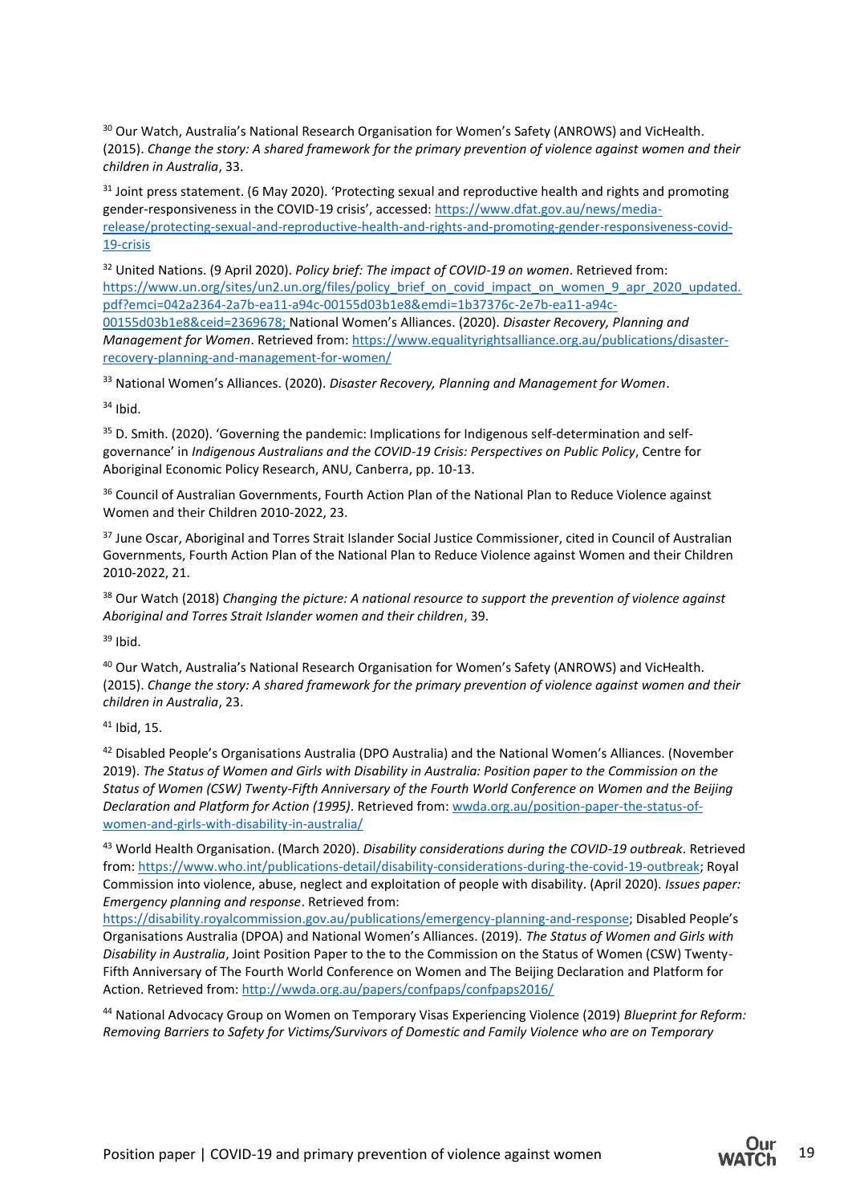[30] Our Watch, Australia's National Research Organisation for Women's Safety (ANROWS) and VicHealth. (2015). *Change the story: A shared framework for the primary prevention of violence against women and their children in Australia*, 33.

[31] Joint press statement. (6 May 2020). 'Protecting sexual and reproductive health and rights and promoting gender-responsiveness in the COVID-19 crisis', accessed: https://www.dfat.gov.au/news/media-release/protecting-sexual-and-reproductive-health-and-rights-and-promoting-gender-responsiveness-covid-19-crisis

[32] United Nations. (9 April 2020). *Policy brief: The impact of COVID-19 on women*. Retrieved from: https://www.un.org/sites/un2.un.org/files/policy_brief_on_covid_impact_on_women_9_apr_2020_updated.pdf?emci=042a2364-2a7b-ea11-a94c-00155d03b1e8&emdi=1b37376c-2e7b-ea11-a94c-00155d03b1e8&ceid=2369678; National Women's Alliances. (2020). *Disaster Recovery, Planning and Management for Women*. Retrieved from: https://www.equalityrightsalliance.org.au/publications/disaster-recovery-planning-and-management-for-women/

[33] National Women's Alliances. (2020). *Disaster Recovery, Planning and Management for Women*.

[34] Ibid.

[35] D. Smith. (2020). 'Governing the pandemic: Implications for Indigenous self-determination and self-governance' in *Indigenous Australians and the COVID-19 Crisis: Perspectives on Public Policy*, Centre for Aboriginal Economic Policy Research, ANU, Canberra, pp. 10-13.

[36] Council of Australian Governments, Fourth Action Plan of the National Plan to Reduce Violence against Women and their Children 2010-2022, 23.

[37] June Oscar, Aboriginal and Torres Strait Islander Social Justice Commissioner, cited in Council of Australian Governments, Fourth Action Plan of the National Plan to Reduce Violence against Women and their Children 2010-2022, 21.

[38] Our Watch (2018) *Changing the picture: A national resource to support the prevention of violence against Aboriginal and Torres Strait Islander women and their children*, 39.

[39] Ibid.

[40] Our Watch, Australia's National Research Organisation for Women's Safety (ANROWS) and VicHealth. (2015). *Change the story: A shared framework for the primary prevention of violence against women and their children in Australia*, 23.

[41] Ibid, 15.

[42] Disabled People's Organisations Australia (DPO Australia) and the National Women's Alliances. (November 2019). *The Status of Women and Girls with Disability in Australia: Position paper to the Commission on the Status of Women (CSW) Twenty-Fifth Anniversary of the Fourth World Conference on Women and the Beijing Declaration and Platform for Action (1995)*. Retrieved from: wwda.org.au/position-paper-the-status-of-women-and-girls-with-disability-in-australia/

[43] World Health Organisation. (March 2020). *Disability considerations during the COVID-19 outbreak*. Retrieved from: https://www.who.int/publications-detail/disability-considerations-during-the-covid-19-outbreak; Royal Commission into violence, abuse, neglect and exploitation of people with disability. (April 2020). *Issues paper: Emergency planning and response*. Retrieved from: https://disability.royalcommission.gov.au/publications/emergency-planning-and-response; Disabled People's Organisations Australia (DPOA) and National Women's Alliances. (2019). *The Status of Women and Girls with Disability in Australia*, Joint Position Paper to the to the Commission on the Status of Women (CSW) Twenty-Fifth Anniversary of The Fourth World Conference on Women and The Beijing Declaration and Platform for Action. Retrieved from: http://wwda.org.au/papers/confpaps/confpaps2016/

[44] National Advocacy Group on Women on Temporary Visas Experiencing Violence (2019) *Blueprint for Reform: Removing Barriers to Safety for Victims/Survivors of Domestic and Family Violence who are on Temporary*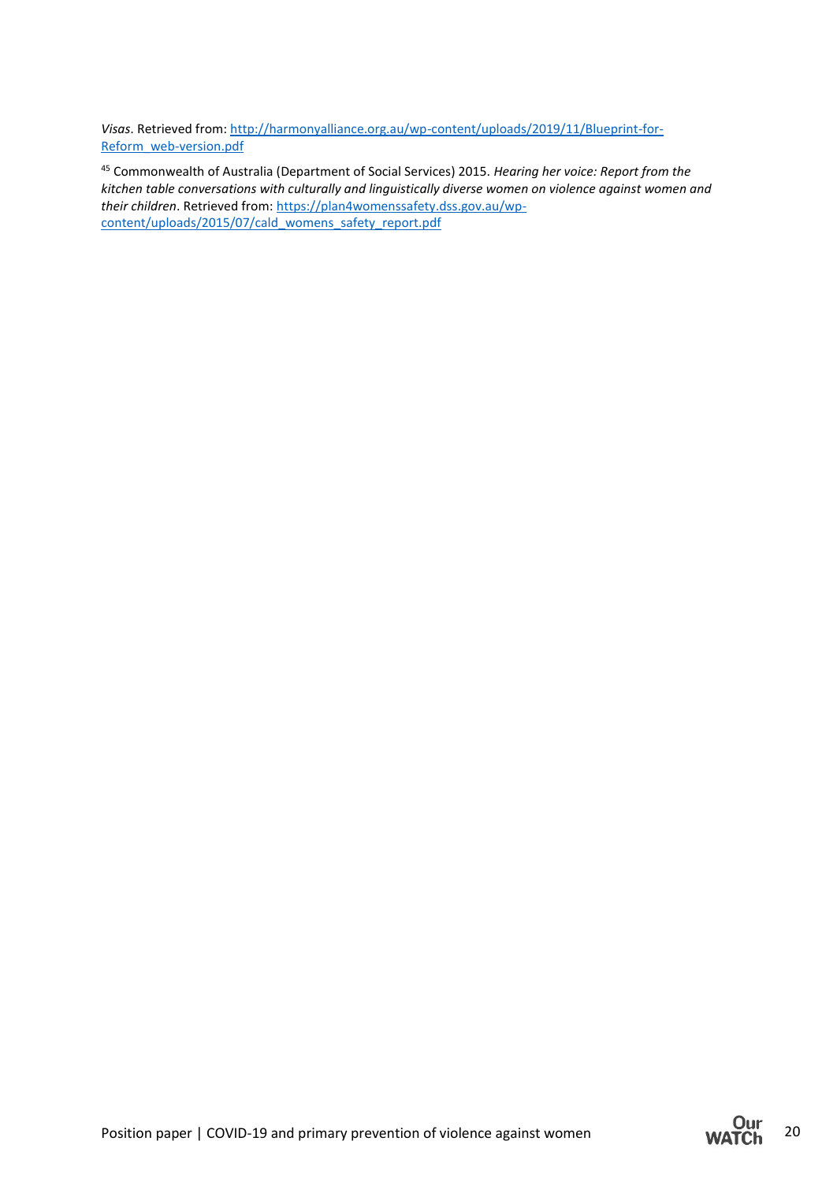*Visas*. Retrieved from: http://harmonyalliance.org.au/wp-content/uploads/2019/11/Blueprint-for-Reform_web-version.pdf

[45] Commonwealth of Australia (Department of Social Services) 2015. *Hearing her voice: Report from the kitchen table conversations with culturally and linguistically diverse women on violence against women and their children*. Retrieved from: https://plan4womenssafety.dss.gov.au/wp-content/uploads/2015/07/cald_womens_safety_report.pdf